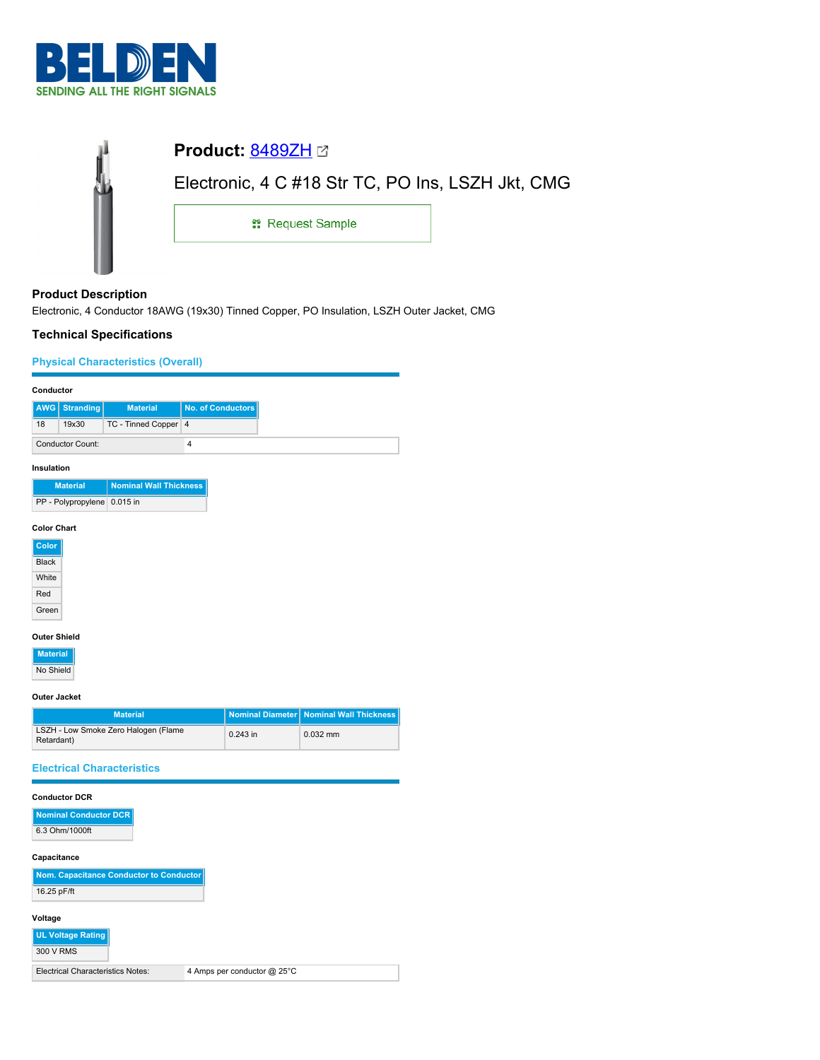**BELDEN**
SENDING ALL THE RIGHT SIGNALS

# Product: 8489ZH

Electronic, 4 C #18 Str TC, PO Ins, LSZH Jkt, CMG

Request Sample

## Product Description

Electronic, 4 Conductor 18AWG (19x30) Tinned Copper, PO Insulation, LSZH Outer Jacket, CMG

## Technical Specifications

### Physical Characteristics (Overall)

**Conductor**

| AWG | Stranding | Material | No. of Conductors |
|---|---|---|---|
| 18 | 19x30 | TC - Tinned Copper | 4 |

| Conductor Count: | 4 |
|---|---|

**Insulation**

| Material | Nominal Wall Thickness |
|---|---|
| PP - Polypropylene | 0.015 in |

**Color Chart**

| Color |
|---|
| Black |
| White |
| Red |
| Green |

**Outer Shield**

| Material |
|---|
| No Shield |

**Outer Jacket**

| Material | Nominal Diameter | Nominal Wall Thickness |
|---|---|---|
| LSZH - Low Smoke Zero Halogen (Flame Retardant) | 0.243 in | 0.032 mm |

### Electrical Characteristics

**Conductor DCR**

| Nominal Conductor DCR |
|---|
| 6.3 Ohm/1000ft |

**Capacitance**

| Nom. Capacitance Conductor to Conductor |
|---|
| 16.25 pF/ft |

**Voltage**

| UL Voltage Rating |
|---|
| 300 V RMS |

| Electrical Characteristics Notes: | 4 Amps per conductor @ 25°C |
|---|---|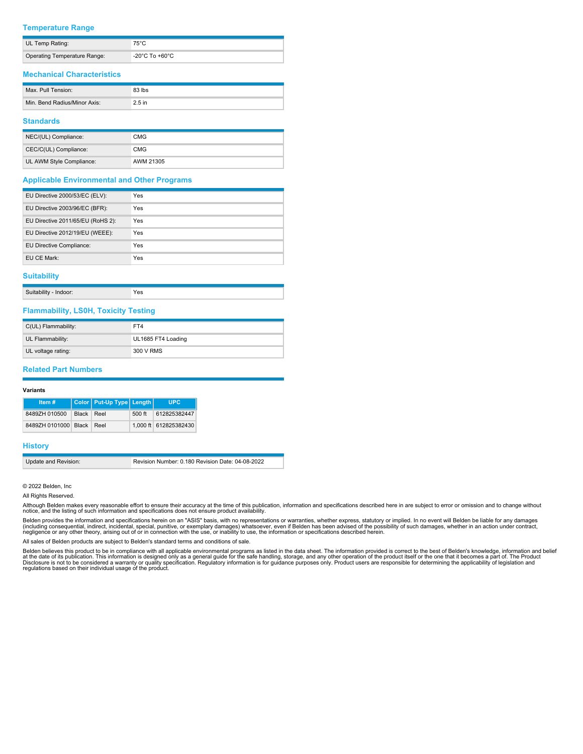## Temperature Range

| | |
|---|---|
| UL Temp Rating: | 75°C |
| Operating Temperature Range: | -20°C To +60°C |

## Mechanical Characteristics

| | |
|---|---|
| Max. Pull Tension: | 83 lbs |
| Min. Bend Radius/Minor Axis: | 2.5 in |

## Standards

| | |
|---|---|
| NEC/(UL) Compliance: | CMG |
| CEC/C(UL) Compliance: | CMG |
| UL AWM Style Compliance: | AWM 21305 |

## Applicable Environmental and Other Programs

| | |
|---|---|
| EU Directive 2000/53/EC (ELV): | Yes |
| EU Directive 2003/96/EC (BFR): | Yes |
| EU Directive 2011/65/EU (RoHS 2): | Yes |
| EU Directive 2012/19/EU (WEEE): | Yes |
| EU Directive Compliance: | Yes |
| EU CE Mark: | Yes |

## Suitability

| | |
|---|---|
| Suitability - Indoor: | Yes |

## Flammability, LS0H, Toxicity Testing

| | |
|---|---|
| C(UL) Flammability: | FT4 |
| UL Flammability: | UL1685 FT4 Loading |
| UL voltage rating: | 300 V RMS |

## Related Part Numbers

**Variants**

| Item # | Color | Put-Up Type | Length | UPC |
|---|---|---|---|---|
| 8489ZH 010500 | Black | Reel | 500 ft | 612825382447 |
| 8489ZH 0101000 | Black | Reel | 1,000 ft | 612825382430 |

## History

| | |
|---|---|
| Update and Revision: | Revision Number: 0.180 Revision Date: 04-08-2022 |

© 2022 Belden, Inc

All Rights Reserved.

Although Belden makes every reasonable effort to ensure their accuracy at the time of this publication, information and specifications described here in are subject to error or omission and to change without notice, and the listing of such information and specifications does not ensure product availability.

Belden provides the information and specifications herein on an "ASIS" basis, with no representations or warranties, whether express, statutory or implied. In no event will Belden be liable for any damages (including consequential, indirect, incidental, special, punitive, or exemplary damages) whatsoever, even if Belden has been advised of the possibility of such damages, whether in an action under contract, negligence or any other theory, arising out of or in connection with the use, or inability to use, the information or specifications described herein.

All sales of Belden products are subject to Belden's standard terms and conditions of sale.

Belden believes this product to be in compliance with all applicable environmental programs as listed in the data sheet. The information provided is correct to the best of Belden's knowledge, information and belief at the date of its publication. This information is designed only as a general guide for the safe handling, storage, and any other operation of the product itself or the one that it becomes a part of. The Product Disclosure is not to be considered a warranty or quality specification. Regulatory information is for guidance purposes only. Product users are responsible for determining the applicability of legislation and regulations based on their individual usage of the product.